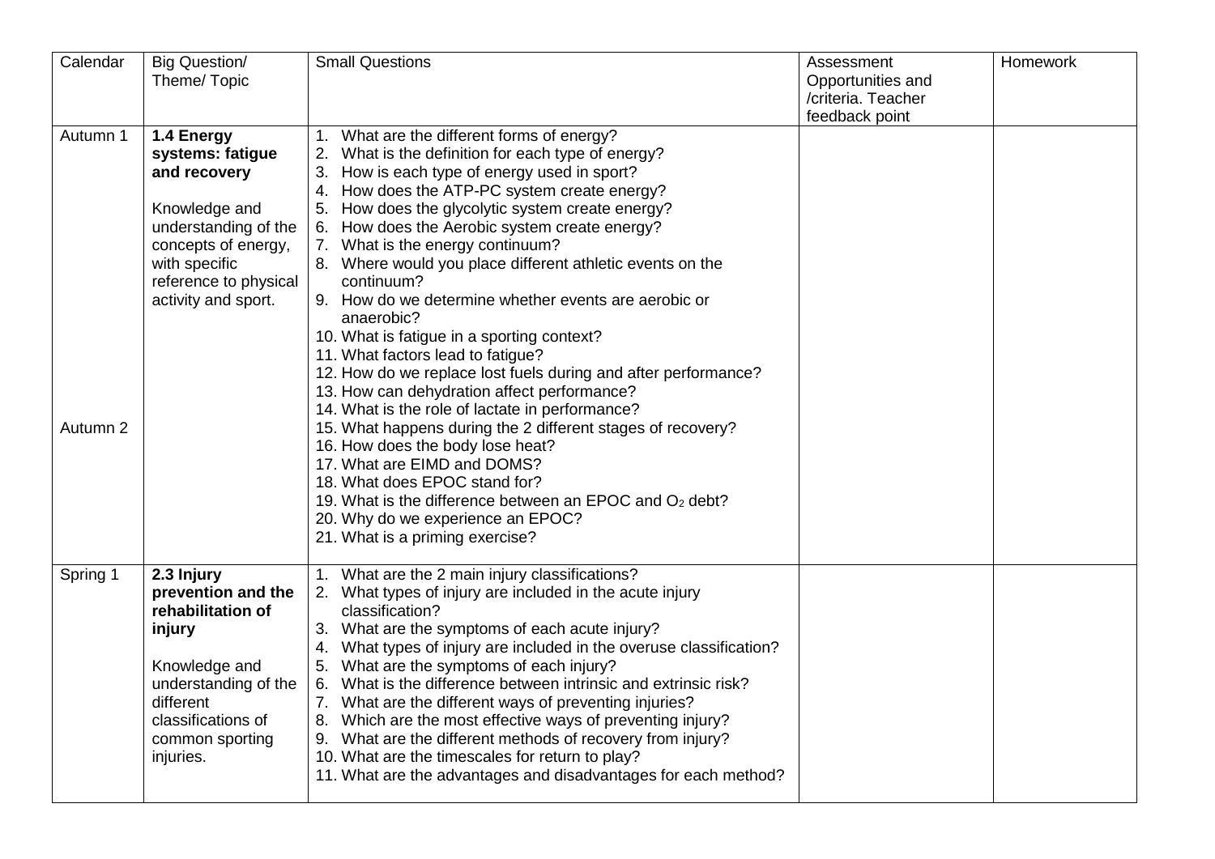| Calendar | Big Question/ Theme/ Topic | Small Questions | Assessment Opportunities and /criteria. Teacher feedback point | Homework |
|---|---|---|---|---|
| Autumn 1<br><br>Autumn 2 | **1.4 Energy systems: fatigue and recovery**<br><br>Knowledge and understanding of the concepts of energy, with specific reference to physical activity and sport. | 1. What are the different forms of energy?<br>2. What is the definition for each type of energy?<br>3. How is each type of energy used in sport?<br>4. How does the ATP-PC system create energy?<br>5. How does the glycolytic system create energy?<br>6. How does the Aerobic system create energy?<br>7. What is the energy continuum?<br>8. Where would you place different athletic events on the continuum?<br>9. How do we determine whether events are aerobic or anaerobic?<br>10. What is fatigue in a sporting context?<br>11. What factors lead to fatigue?<br>12. How do we replace lost fuels during and after performance?<br>13. How can dehydration affect performance?<br>14. What is the role of lactate in performance?<br>15. What happens during the 2 different stages of recovery?<br>16. How does the body lose heat?<br>17. What are EIMD and DOMS?<br>18. What does EPOC stand for?<br>19. What is the difference between an EPOC and $O_2$ debt?<br>20. Why do we experience an EPOC?<br>21. What is a priming exercise? | | |
| Spring 1 | **2.3 Injury prevention and the rehabilitation of injury**<br><br>Knowledge and understanding of the different classifications of common sporting injuries. | 1. What are the 2 main injury classifications?<br>2. What types of injury are included in the acute injury classification?<br>3. What are the symptoms of each acute injury?<br>4. What types of injury are included in the overuse classification?<br>5. What are the symptoms of each injury?<br>6. What is the difference between intrinsic and extrinsic risk?<br>7. What are the different ways of preventing injuries?<br>8. Which are the most effective ways of preventing injury?<br>9. What are the different methods of recovery from injury?<br>10. What are the timescales for return to play?<br>11. What are the advantages and disadvantages for each method? | | |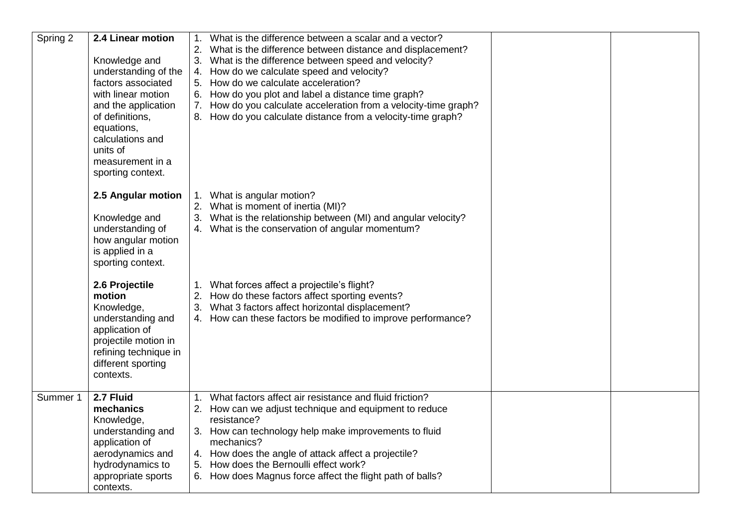| | | | | |
|---|---|---|---|---|
| Spring 2 | **2.4 Linear motion**<br><br>Knowledge and understanding of the factors associated with linear motion and the application of definitions, equations, calculations and units of measurement in a sporting context. | 1. What is the difference between a scalar and a vector?<br>2. What is the difference between distance and displacement?<br>3. What is the difference between speed and velocity?<br>4. How do we calculate speed and velocity?<br>5. How do we calculate acceleration?<br>6. How do you plot and label a distance time graph?<br>7. How do you calculate acceleration from a velocity-time graph?<br>8. How do you calculate distance from a velocity-time graph? | | |
| | **2.5 Angular motion**<br><br>Knowledge and understanding of how angular motion is applied in a sporting context. | 1. What is angular motion?<br>2. What is moment of inertia (MI)?<br>3. What is the relationship between (MI) and angular velocity?<br>4. What is the conservation of angular momentum? | | |
| | **2.6 Projectile motion**<br>Knowledge, understanding and application of projectile motion in refining technique in different sporting contexts. | 1. What forces affect a projectile's flight?<br>2. How do these factors affect sporting events?<br>3. What 3 factors affect horizontal displacement?<br>4. How can these factors be modified to improve performance? | | |
| Summer 1 | **2.7 Fluid mechanics**<br>Knowledge, understanding and application of aerodynamics and hydrodynamics to appropriate sports contexts. | 1. What factors affect air resistance and fluid friction?<br>2. How can we adjust technique and equipment to reduce resistance?<br>3. How can technology help make improvements to fluid mechanics?<br>4. How does the angle of attack affect a projectile?<br>5. How does the Bernoulli effect work?<br>6. How does Magnus force affect the flight path of balls? | | |